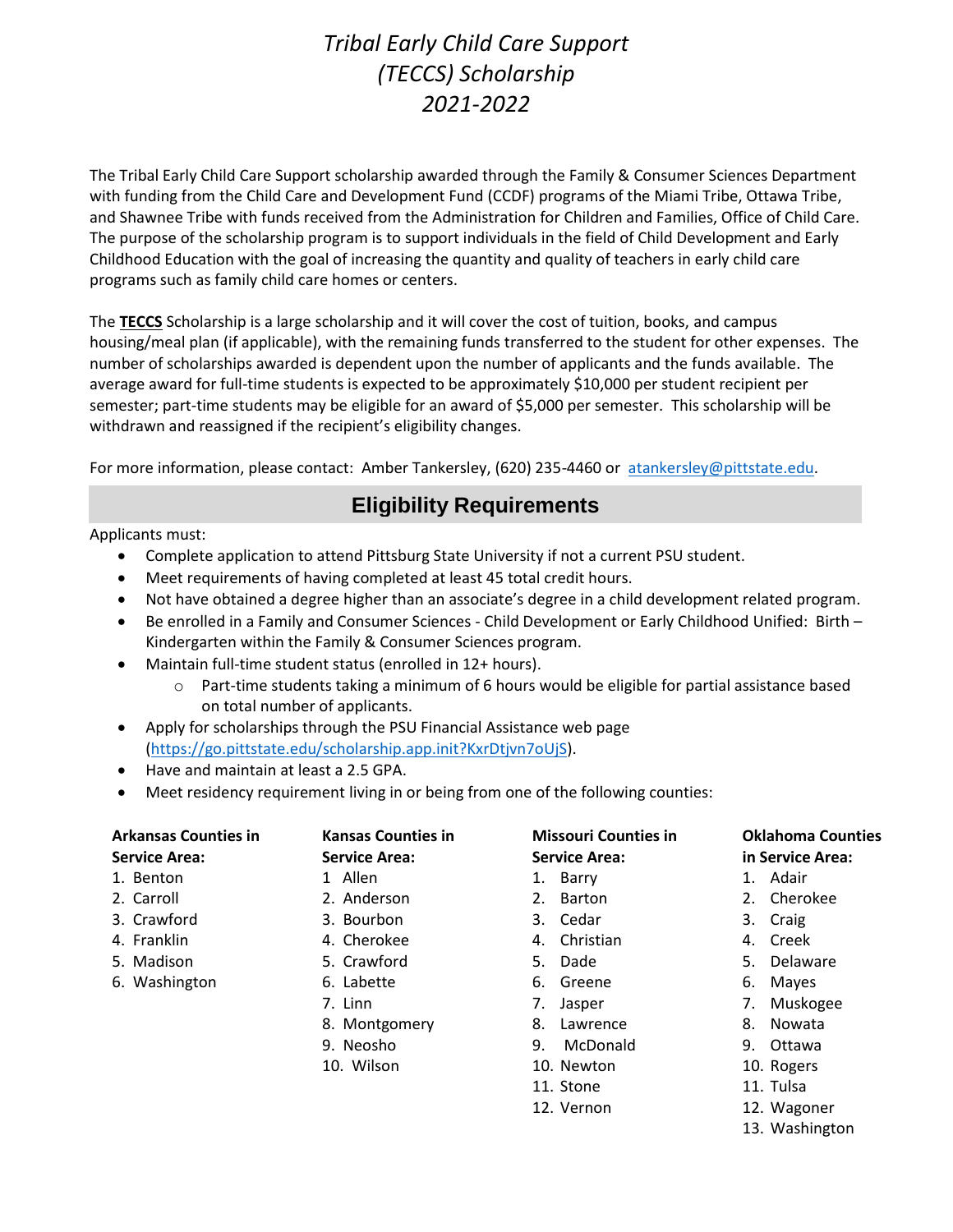# *Tribal Early Child Care Support (TECCS) Scholarship 2021-2022*

The Tribal Early Child Care Support scholarship awarded through the Family & Consumer Sciences Department with funding from the Child Care and Development Fund (CCDF) programs of the Miami Tribe, Ottawa Tribe, and Shawnee Tribe with funds received from the Administration for Children and Families, Office of Child Care. The purpose of the scholarship program is to support individuals in the field of Child Development and Early Childhood Education with the goal of increasing the quantity and quality of teachers in early child care programs such as family child care homes or centers.

The **TECCS** Scholarship is a large scholarship and it will cover the cost of tuition, books, and campus housing/meal plan (if applicable), with the remaining funds transferred to the student for other expenses. The number of scholarships awarded is dependent upon the number of applicants and the funds available. The average award for full-time students is expected to be approximately $10,000 per student recipient per semester; part-time students may be eligible for an award of $5,000 per semester. This scholarship will be withdrawn and reassigned if the recipient's eligibility changes.

For more information, please contact: Amber Tankersley, (620) 235-4460 or atankersley@pittstate.edu.

## Eligibility Requirements

Applicants must:

- Complete application to attend Pittsburg State University if not a current PSU student.
- Meet requirements of having completed at least 45 total credit hours.
- Not have obtained a degree higher than an associate's degree in a child development related program.
- Be enrolled in a Family and Consumer Sciences - Child Development or Early Childhood Unified: Birth – Kindergarten within the Family & Consumer Sciences program.
- Maintain full-time student status (enrolled in 12+ hours).
  - Part-time students taking a minimum of 6 hours would be eligible for partial assistance based on total number of applicants.
- Apply for scholarships through the PSU Financial Assistance web page (https://go.pittstate.edu/scholarship.app.init?KxrDtjvn7oUjS).
- Have and maintain at least a 2.5 GPA.
- Meet residency requirement living in or being from one of the following counties:

**Arkansas Counties in Service Area:**

1. Benton
2. Carroll
3. Crawford
4. Franklin
5. Madison
6. Washington

**Kansas Counties in Service Area:**

1. Allen
2. Anderson
3. Bourbon
4. Cherokee
5. Crawford
6. Labette
7. Linn
8. Montgomery
9. Neosho
10. Wilson

**Missouri Counties in Service Area:**

1. Barry
2. Barton
3. Cedar
4. Christian
5. Dade
6. Greene
7. Jasper
8. Lawrence
9. McDonald
10. Newton
11. Stone
12. Vernon

**Oklahoma Counties in Service Area:**

1. Adair
2. Cherokee
3. Craig
4. Creek
5. Delaware
6. Mayes
7. Muskogee
8. Nowata
9. Ottawa
10. Rogers
11. Tulsa
12. Wagoner
13. Washington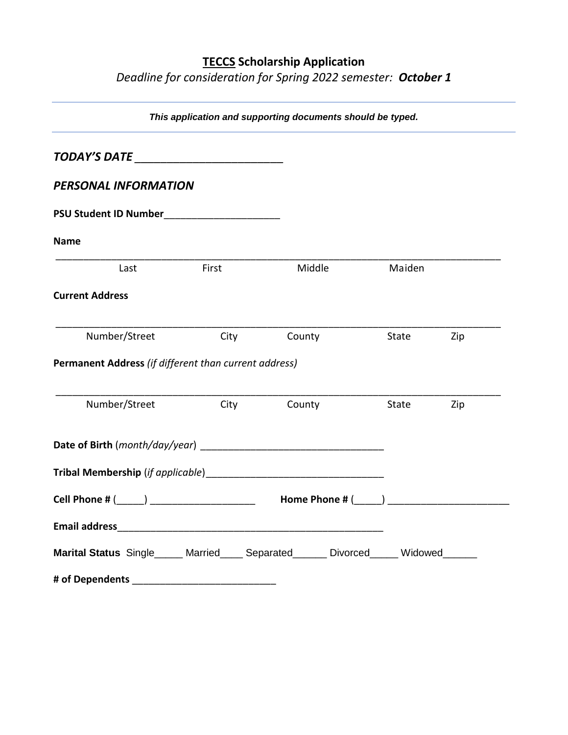# **TECCS Scholarship Application**

*Deadline for consideration for Spring 2022 semester:* ***October 1***

---

***This application and supporting documents should be typed.***

---

***TODAY'S DATE*** ________________________

## *PERSONAL INFORMATION*

**PSU Student ID Number**____________________

**Name**

_____________________________________________________________________________

Last First Middle Maiden

**Current Address**

_____________________________________________________________________________

Number/Street City County State Zip

**Permanent Address** *(if different than current address)*

_____________________________________________________________________________

Number/Street City County State Zip

**Date of Birth** (*month/day/year*) ______________________________

**Tribal Membership** (*if applicable*)______________________________

**Cell Phone #** (_____) __________________ **Home Phone #** (_____) ____________________

**Email address**__________________________________________

**Marital Status** Single_____ Married____ Separated______ Divorced_____ Widowed______

**# of Dependents** ________________________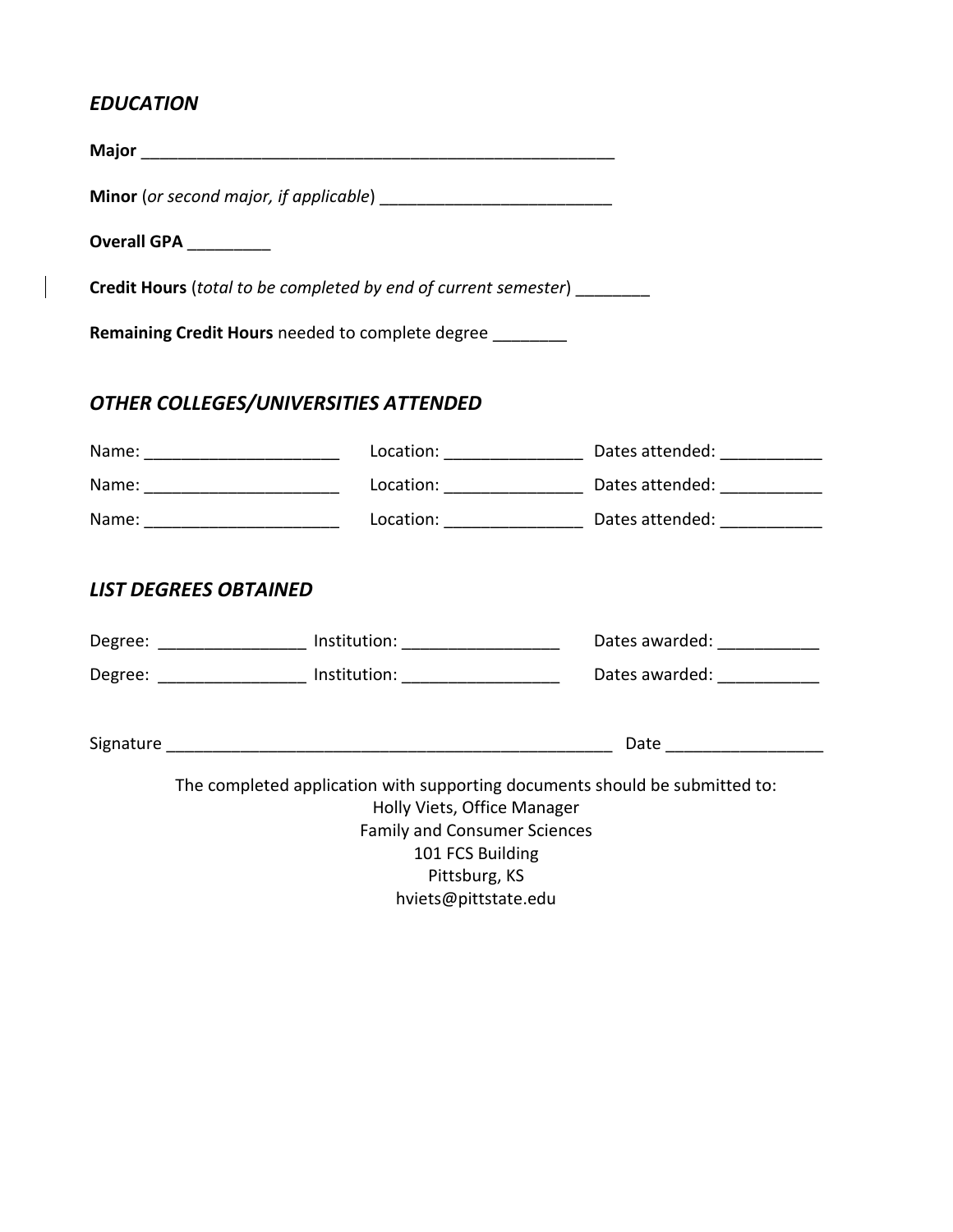## *EDUCATION*

**Major** ____________________________________________________

**Minor** (*or second major, if applicable*) _________________________

**Overall GPA** _________

**Credit Hours** (*total to be completed by end of current semester*) ________

**Remaining Credit Hours** needed to complete degree ________

## *OTHER COLLEGES/UNIVERSITIES ATTENDED*

Name: _____________________ Location: _______________ Dates attended: ___________

Name: _____________________ Location: _______________ Dates attended: ___________

Name: _____________________ Location: _______________ Dates attended: ___________

## *LIST DEGREES OBTAINED*

Degree: ________________ Institution: _________________ Dates awarded: ___________

Degree: ________________ Institution: _________________ Dates awarded: ___________

Signature _________________________________________________ Date ________________

The completed application with supporting documents should be submitted to:
Holly Viets, Office Manager
Family and Consumer Sciences
101 FCS Building
Pittsburg, KS
hviets@pittstate.edu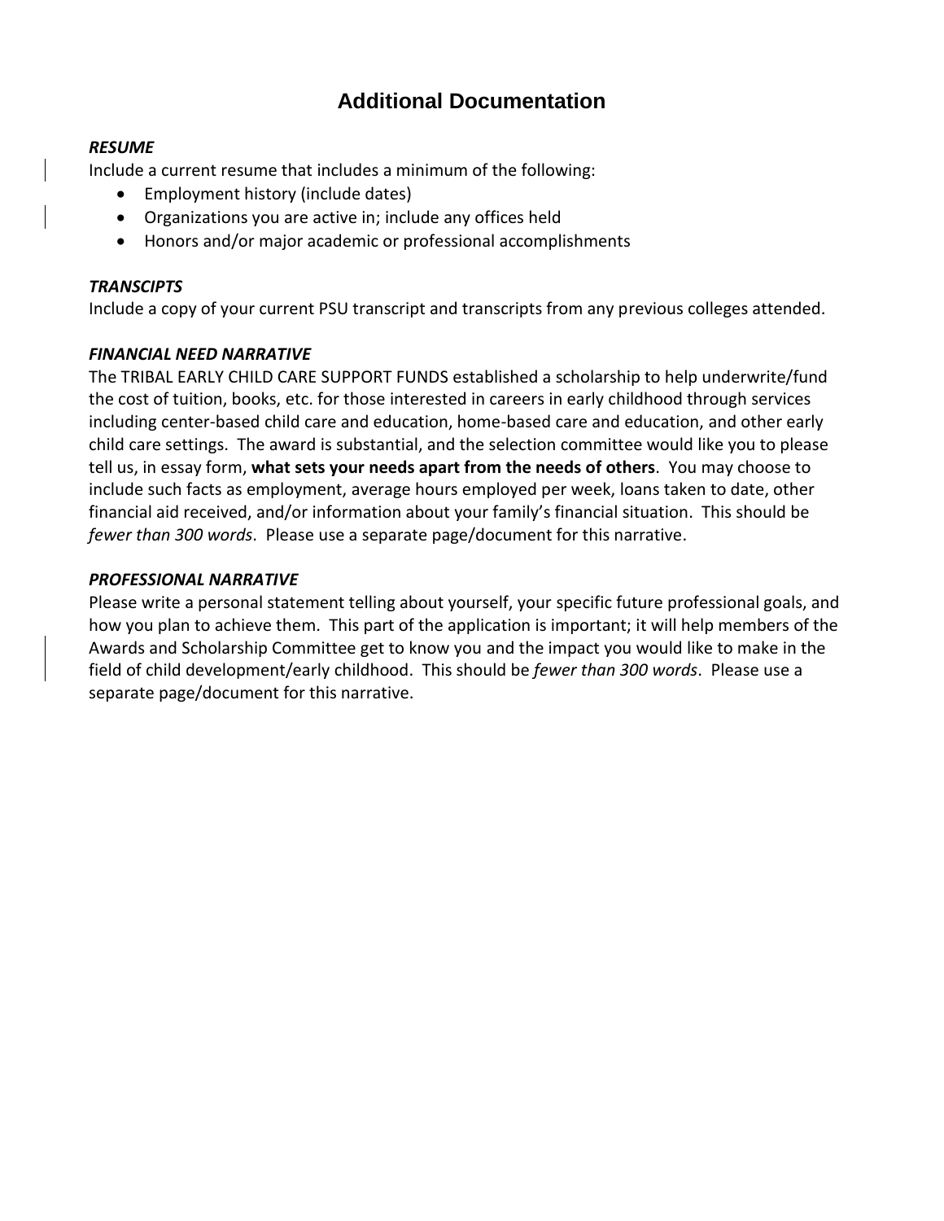# Additional Documentation

***RESUME***

Include a current resume that includes a minimum of the following:

- Employment history (include dates)
- Organizations you are active in; include any offices held
- Honors and/or major academic or professional accomplishments

***TRANSCIPTS***

Include a copy of your current PSU transcript and transcripts from any previous colleges attended.

***FINANCIAL NEED NARRATIVE***

The TRIBAL EARLY CHILD CARE SUPPORT FUNDS established a scholarship to help underwrite/fund the cost of tuition, books, etc. for those interested in careers in early childhood through services including center-based child care and education, home-based care and education, and other early child care settings. The award is substantial, and the selection committee would like you to please tell us, in essay form, **what sets your needs apart from the needs of others**. You may choose to include such facts as employment, average hours employed per week, loans taken to date, other financial aid received, and/or information about your family's financial situation. This should be *fewer than 300 words*. Please use a separate page/document for this narrative.

***PROFESSIONAL NARRATIVE***

Please write a personal statement telling about yourself, your specific future professional goals, and how you plan to achieve them. This part of the application is important; it will help members of the Awards and Scholarship Committee get to know you and the impact you would like to make in the field of child development/early childhood. This should be *fewer than 300 words*. Please use a separate page/document for this narrative.